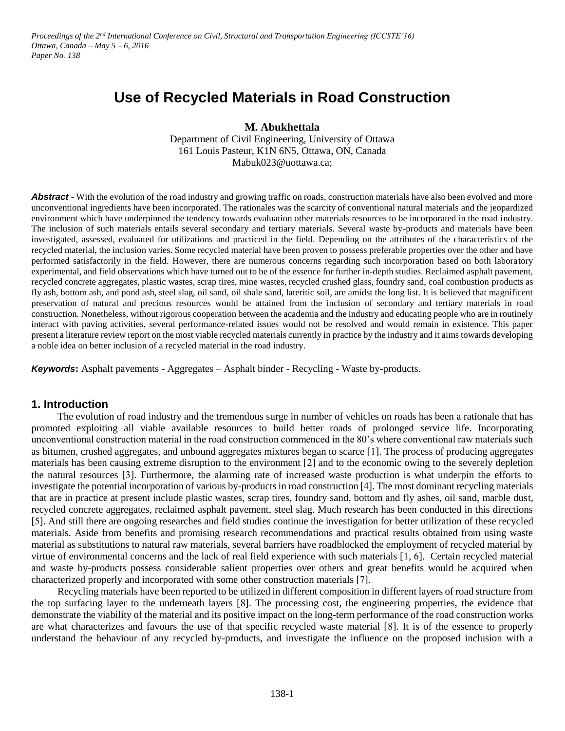# Use of Recycled Materials in Road Construction

**M. Abukhettala**

Department of Civil Engineering, University of Ottawa
161 Louis Pasteur, K1N 6N5, Ottawa, ON, Canada
Mabuk023@uottawa.ca;

***Abstract*** - With the evolution of the road industry and growing traffic on roads, construction materials have also been evolved and more unconventional ingredients have been incorporated. The rationales was the scarcity of conventional natural materials and the jeopardized environment which have underpinned the tendency towards evaluation other materials resources to be incorporated in the road industry. The inclusion of such materials entails several secondary and tertiary materials. Several waste by-products and materials have been investigated, assessed, evaluated for utilizations and practiced in the field. Depending on the attributes of the characteristics of the recycled material, the inclusion varies. Some recycled material have been proven to possess preferable properties over the other and have performed satisfactorily in the field. However, there are numerous concerns regarding such incorporation based on both laboratory experimental, and field observations which have turned out to be of the essence for further in-depth studies. Reclaimed asphalt pavement, recycled concrete aggregates, plastic wastes, scrap tires, mine wastes, recycled crushed glass, foundry sand, coal combustion products as fly ash, bottom ash, and pond ash, steel slag, oil sand, oil shale sand, lateritic soil, are amidst the long list. It is believed that magnificent preservation of natural and precious resources would be attained from the inclusion of secondary and tertiary materials in road construction. Nonetheless, without rigorous cooperation between the academia and the industry and educating people who are in routinely interact with paving activities, several performance-related issues would not be resolved and would remain in existence. This paper present a literature review report on the most viable recycled materials currently in practice by the industry and it aims towards developing a noble idea on better inclusion of a recycled material in the road industry.

***Keywords*****:** Asphalt pavements - Aggregates – Asphalt binder - Recycling - Waste by-products.

## 1. Introduction

The evolution of road industry and the tremendous surge in number of vehicles on roads has been a rationale that has promoted exploiting all viable available resources to build better roads of prolonged service life. Incorporating unconventional construction material in the road construction commenced in the 80's where conventional raw materials such as bitumen, crushed aggregates, and unbound aggregates mixtures began to scarce [1]. The process of producing aggregates materials has been causing extreme disruption to the environment [2] and to the economic owing to the severely depletion the natural resources [3]. Furthermore, the alarming rate of increased waste production is what underpin the efforts to investigate the potential incorporation of various by-products in road construction [4]. The most dominant recycling materials that are in practice at present include plastic wastes, scrap tires, foundry sand, bottom and fly ashes, oil sand, marble dust, recycled concrete aggregates, reclaimed asphalt pavement, steel slag. Much research has been conducted in this directions [5]. And still there are ongoing researches and field studies continue the investigation for better utilization of these recycled materials. Aside from benefits and promising research recommendations and practical results obtained from using waste material as substitutions to natural raw materials, several barriers have roadblocked the employment of recycled material by virtue of environmental concerns and the lack of real field experience with such materials [1, 6]. Certain recycled material and waste by-products possess considerable salient properties over others and great benefits would be acquired when characterized properly and incorporated with some other construction materials [7].

Recycling materials have been reported to be utilized in different composition in different layers of road structure from the top surfacing layer to the underneath layers [8]. The processing cost, the engineering properties, the evidence that demonstrate the viability of the material and its positive impact on the long-term performance of the road construction works are what characterizes and favours the use of that specific recycled waste material [8]. It is of the essence to properly understand the behaviour of any recycled by-products, and investigate the influence on the proposed inclusion with a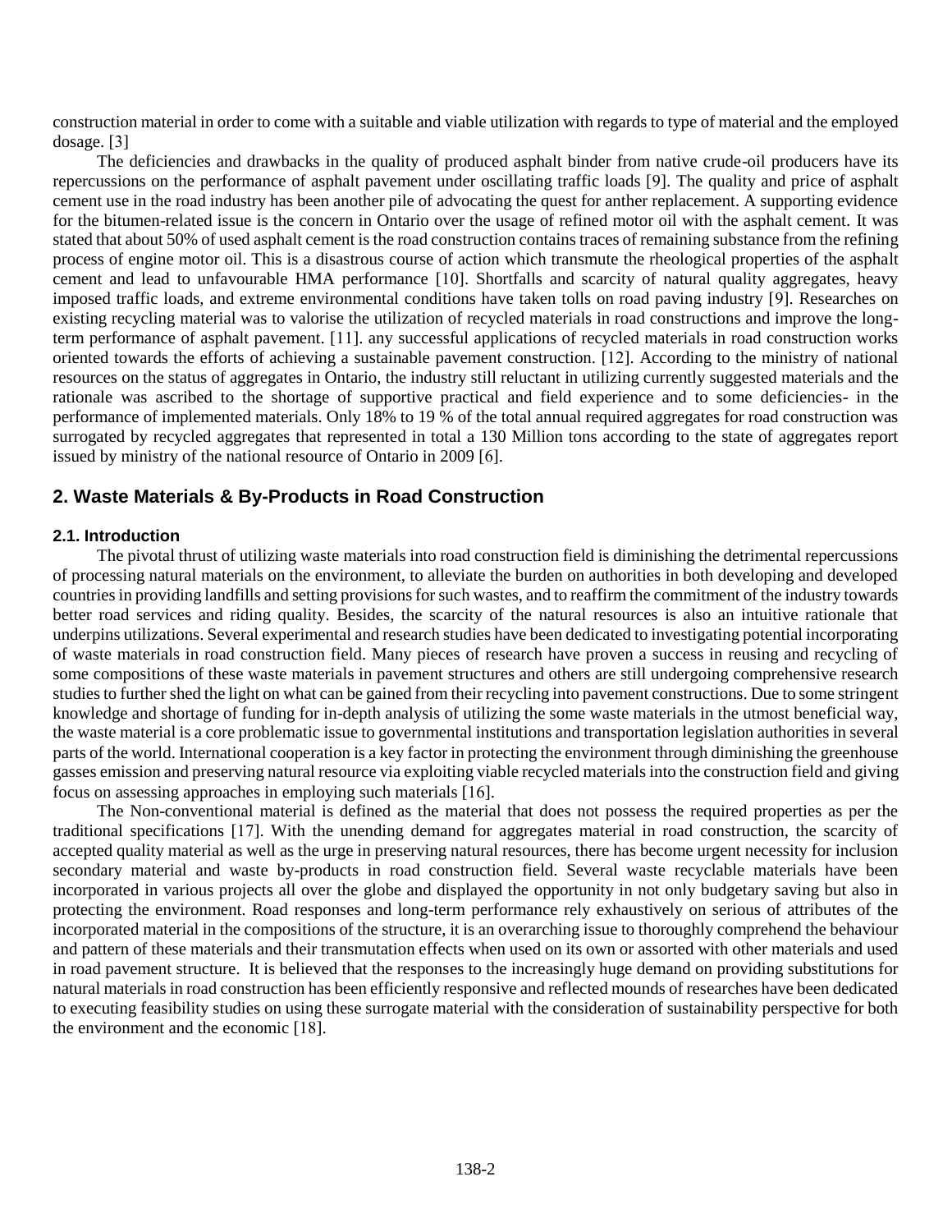construction material in order to come with a suitable and viable utilization with regards to type of material and the employed dosage. [3]

The deficiencies and drawbacks in the quality of produced asphalt binder from native crude-oil producers have its repercussions on the performance of asphalt pavement under oscillating traffic loads [9]. The quality and price of asphalt cement use in the road industry has been another pile of advocating the quest for anther replacement. A supporting evidence for the bitumen-related issue is the concern in Ontario over the usage of refined motor oil with the asphalt cement. It was stated that about 50% of used asphalt cement is the road construction contains traces of remaining substance from the refining process of engine motor oil. This is a disastrous course of action which transmute the rheological properties of the asphalt cement and lead to unfavourable HMA performance [10]. Shortfalls and scarcity of natural quality aggregates, heavy imposed traffic loads, and extreme environmental conditions have taken tolls on road paving industry [9]. Researches on existing recycling material was to valorise the utilization of recycled materials in road constructions and improve the long-term performance of asphalt pavement. [11]. any successful applications of recycled materials in road construction works oriented towards the efforts of achieving a sustainable pavement construction. [12]. According to the ministry of national resources on the status of aggregates in Ontario, the industry still reluctant in utilizing currently suggested materials and the rationale was ascribed to the shortage of supportive practical and field experience and to some deficiencies- in the performance of implemented materials. Only 18% to 19 % of the total annual required aggregates for road construction was surrogated by recycled aggregates that represented in total a 130 Million tons according to the state of aggregates report issued by ministry of the national resource of Ontario in 2009 [6].

## 2. Waste Materials & By-Products in Road Construction

### 2.1. Introduction

The pivotal thrust of utilizing waste materials into road construction field is diminishing the detrimental repercussions of processing natural materials on the environment, to alleviate the burden on authorities in both developing and developed countries in providing landfills and setting provisions for such wastes, and to reaffirm the commitment of the industry towards better road services and riding quality. Besides, the scarcity of the natural resources is also an intuitive rationale that underpins utilizations. Several experimental and research studies have been dedicated to investigating potential incorporating of waste materials in road construction field. Many pieces of research have proven a success in reusing and recycling of some compositions of these waste materials in pavement structures and others are still undergoing comprehensive research studies to further shed the light on what can be gained from their recycling into pavement constructions. Due to some stringent knowledge and shortage of funding for in-depth analysis of utilizing the some waste materials in the utmost beneficial way, the waste material is a core problematic issue to governmental institutions and transportation legislation authorities in several parts of the world. International cooperation is a key factor in protecting the environment through diminishing the greenhouse gasses emission and preserving natural resource via exploiting viable recycled materials into the construction field and giving focus on assessing approaches in employing such materials [16].

The Non-conventional material is defined as the material that does not possess the required properties as per the traditional specifications [17]. With the unending demand for aggregates material in road construction, the scarcity of accepted quality material as well as the urge in preserving natural resources, there has become urgent necessity for inclusion secondary material and waste by-products in road construction field. Several waste recyclable materials have been incorporated in various projects all over the globe and displayed the opportunity in not only budgetary saving but also in protecting the environment. Road responses and long-term performance rely exhaustively on serious of attributes of the incorporated material in the compositions of the structure, it is an overarching issue to thoroughly comprehend the behaviour and pattern of these materials and their transmutation effects when used on its own or assorted with other materials and used in road pavement structure. It is believed that the responses to the increasingly huge demand on providing substitutions for natural materials in road construction has been efficiently responsive and reflected mounds of researches have been dedicated to executing feasibility studies on using these surrogate material with the consideration of sustainability perspective for both the environment and the economic [18].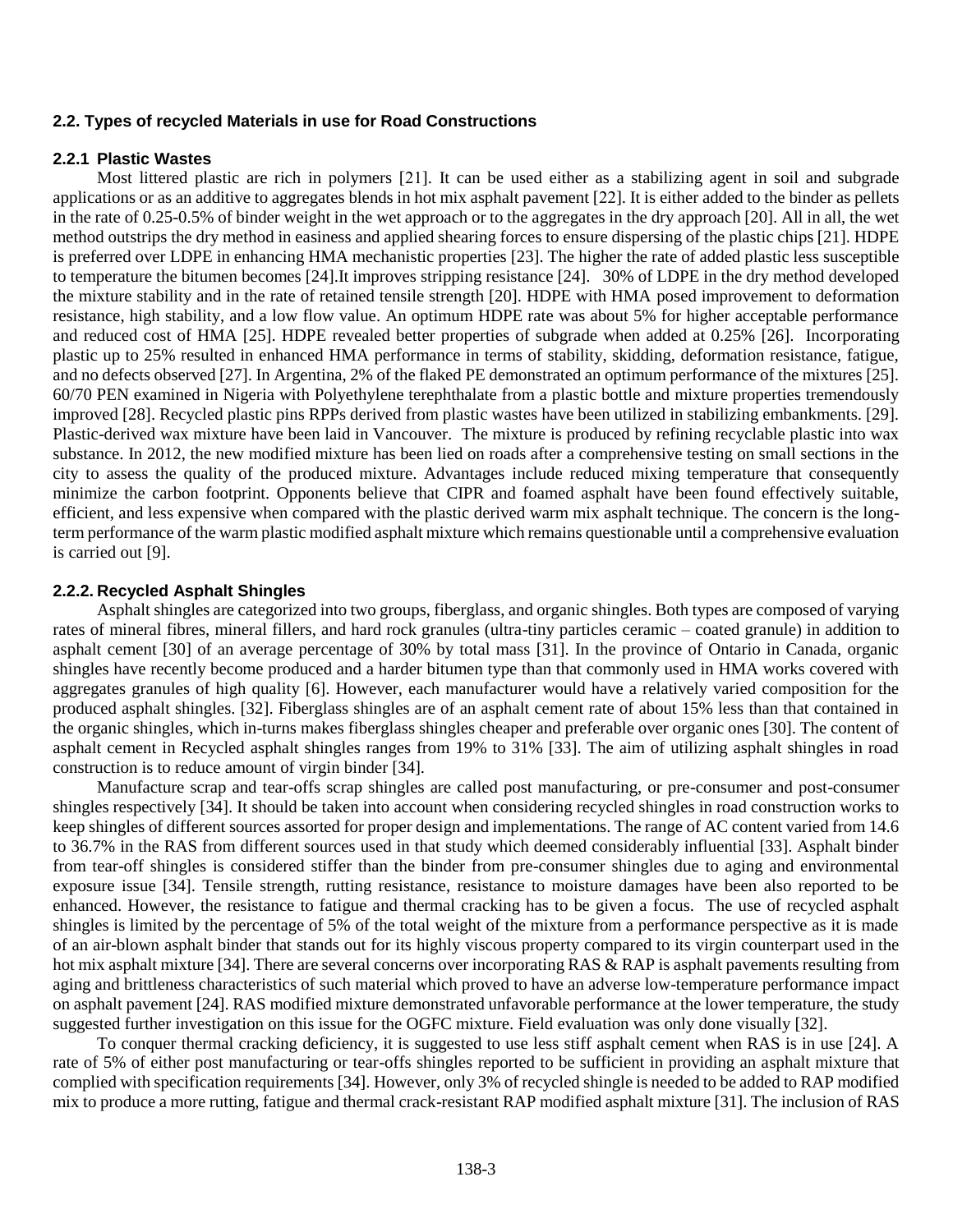### 2.2. Types of recycled Materials in use for Road Constructions

#### 2.2.1 Plastic Wastes

Most littered plastic are rich in polymers [21]. It can be used either as a stabilizing agent in soil and subgrade applications or as an additive to aggregates blends in hot mix asphalt pavement [22]. It is either added to the binder as pellets in the rate of 0.25-0.5% of binder weight in the wet approach or to the aggregates in the dry approach [20]. All in all, the wet method outstrips the dry method in easiness and applied shearing forces to ensure dispersing of the plastic chips [21]. HDPE is preferred over LDPE in enhancing HMA mechanistic properties [23]. The higher the rate of added plastic less susceptible to temperature the bitumen becomes [24].It improves stripping resistance [24]. 30% of LDPE in the dry method developed the mixture stability and in the rate of retained tensile strength [20]. HDPE with HMA posed improvement to deformation resistance, high stability, and a low flow value. An optimum HDPE rate was about 5% for higher acceptable performance and reduced cost of HMA [25]. HDPE revealed better properties of subgrade when added at 0.25% [26]. Incorporating plastic up to 25% resulted in enhanced HMA performance in terms of stability, skidding, deformation resistance, fatigue, and no defects observed [27]. In Argentina, 2% of the flaked PE demonstrated an optimum performance of the mixtures [25]. 60/70 PEN examined in Nigeria with Polyethylene terephthalate from a plastic bottle and mixture properties tremendously improved [28]. Recycled plastic pins RPPs derived from plastic wastes have been utilized in stabilizing embankments. [29]. Plastic-derived wax mixture have been laid in Vancouver. The mixture is produced by refining recyclable plastic into wax substance. In 2012, the new modified mixture has been lied on roads after a comprehensive testing on small sections in the city to assess the quality of the produced mixture. Advantages include reduced mixing temperature that consequently minimize the carbon footprint. Opponents believe that CIPR and foamed asphalt have been found effectively suitable, efficient, and less expensive when compared with the plastic derived warm mix asphalt technique. The concern is the long-term performance of the warm plastic modified asphalt mixture which remains questionable until a comprehensive evaluation is carried out [9].

#### 2.2.2. Recycled Asphalt Shingles

Asphalt shingles are categorized into two groups, fiberglass, and organic shingles. Both types are composed of varying rates of mineral fibres, mineral fillers, and hard rock granules (ultra-tiny particles ceramic – coated granule) in addition to asphalt cement [30] of an average percentage of 30% by total mass [31]. In the province of Ontario in Canada, organic shingles have recently become produced and a harder bitumen type than that commonly used in HMA works covered with aggregates granules of high quality [6]. However, each manufacturer would have a relatively varied composition for the produced asphalt shingles. [32]. Fiberglass shingles are of an asphalt cement rate of about 15% less than that contained in the organic shingles, which in-turns makes fiberglass shingles cheaper and preferable over organic ones [30]. The content of asphalt cement in Recycled asphalt shingles ranges from 19% to 31% [33]. The aim of utilizing asphalt shingles in road construction is to reduce amount of virgin binder [34].

Manufacture scrap and tear-offs scrap shingles are called post manufacturing, or pre-consumer and post-consumer shingles respectively [34]. It should be taken into account when considering recycled shingles in road construction works to keep shingles of different sources assorted for proper design and implementations. The range of AC content varied from 14.6 to 36.7% in the RAS from different sources used in that study which deemed considerably influential [33]. Asphalt binder from tear-off shingles is considered stiffer than the binder from pre-consumer shingles due to aging and environmental exposure issue [34]. Tensile strength, rutting resistance, resistance to moisture damages have been also reported to be enhanced. However, the resistance to fatigue and thermal cracking has to be given a focus. The use of recycled asphalt shingles is limited by the percentage of 5% of the total weight of the mixture from a performance perspective as it is made of an air-blown asphalt binder that stands out for its highly viscous property compared to its virgin counterpart used in the hot mix asphalt mixture [34]. There are several concerns over incorporating RAS & RAP is asphalt pavements resulting from aging and brittleness characteristics of such material which proved to have an adverse low-temperature performance impact on asphalt pavement [24]. RAS modified mixture demonstrated unfavorable performance at the lower temperature, the study suggested further investigation on this issue for the OGFC mixture. Field evaluation was only done visually [32].

To conquer thermal cracking deficiency, it is suggested to use less stiff asphalt cement when RAS is in use [24]. A rate of 5% of either post manufacturing or tear-offs shingles reported to be sufficient in providing an asphalt mixture that complied with specification requirements [34]. However, only 3% of recycled shingle is needed to be added to RAP modified mix to produce a more rutting, fatigue and thermal crack-resistant RAP modified asphalt mixture [31]. The inclusion of RAS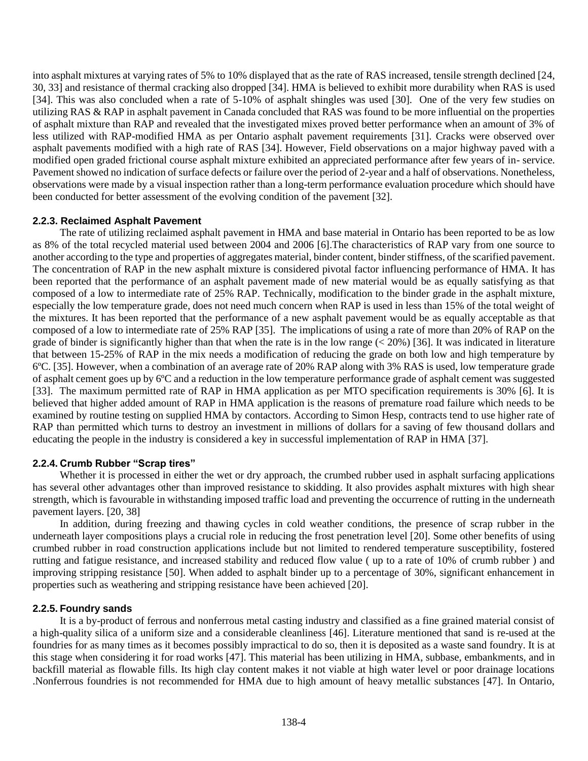into asphalt mixtures at varying rates of 5% to 10% displayed that as the rate of RAS increased, tensile strength declined [24, 30, 33] and resistance of thermal cracking also dropped [34]. HMA is believed to exhibit more durability when RAS is used [34]. This was also concluded when a rate of 5-10% of asphalt shingles was used [30]. One of the very few studies on utilizing RAS & RAP in asphalt pavement in Canada concluded that RAS was found to be more influential on the properties of asphalt mixture than RAP and revealed that the investigated mixes proved better performance when an amount of 3% of less utilized with RAP-modified HMA as per Ontario asphalt pavement requirements [31]. Cracks were observed over asphalt pavements modified with a high rate of RAS [34]. However, Field observations on a major highway paved with a modified open graded frictional course asphalt mixture exhibited an appreciated performance after few years of in- service. Pavement showed no indication of surface defects or failure over the period of 2-year and a half of observations. Nonetheless, observations were made by a visual inspection rather than a long-term performance evaluation procedure which should have been conducted for better assessment of the evolving condition of the pavement [32].

### 2.2.3. Reclaimed Asphalt Pavement

The rate of utilizing reclaimed asphalt pavement in HMA and base material in Ontario has been reported to be as low as 8% of the total recycled material used between 2004 and 2006 [6].The characteristics of RAP vary from one source to another according to the type and properties of aggregates material, binder content, binder stiffness, of the scarified pavement. The concentration of RAP in the new asphalt mixture is considered pivotal factor influencing performance of HMA. It has been reported that the performance of an asphalt pavement made of new material would be as equally satisfying as that composed of a low to intermediate rate of 25% RAP. Technically, modification to the binder grade in the asphalt mixture, especially the low temperature grade, does not need much concern when RAP is used in less than 15% of the total weight of the mixtures. It has been reported that the performance of a new asphalt pavement would be as equally acceptable as that composed of a low to intermediate rate of 25% RAP [35]. The implications of using a rate of more than 20% of RAP on the grade of binder is significantly higher than that when the rate is in the low range (< 20%) [36]. It was indicated in literature that between 15-25% of RAP in the mix needs a modification of reducing the grade on both low and high temperature by 6ºC. [35]. However, when a combination of an average rate of 20% RAP along with 3% RAS is used, low temperature grade of asphalt cement goes up by 6ºC and a reduction in the low temperature performance grade of asphalt cement was suggested [33]. The maximum permitted rate of RAP in HMA application as per MTO specification requirements is 30% [6]. It is believed that higher added amount of RAP in HMA application is the reasons of premature road failure which needs to be examined by routine testing on supplied HMA by contactors. According to Simon Hesp, contracts tend to use higher rate of RAP than permitted which turns to destroy an investment in millions of dollars for a saving of few thousand dollars and educating the people in the industry is considered a key in successful implementation of RAP in HMA [37].

### 2.2.4. Crumb Rubber "Scrap tires"

Whether it is processed in either the wet or dry approach, the crumbed rubber used in asphalt surfacing applications has several other advantages other than improved resistance to skidding. It also provides asphalt mixtures with high shear strength, which is favourable in withstanding imposed traffic load and preventing the occurrence of rutting in the underneath pavement layers. [20, 38]

In addition, during freezing and thawing cycles in cold weather conditions, the presence of scrap rubber in the underneath layer compositions plays a crucial role in reducing the frost penetration level [20]. Some other benefits of using crumbed rubber in road construction applications include but not limited to rendered temperature susceptibility, fostered rutting and fatigue resistance, and increased stability and reduced flow value ( up to a rate of 10% of crumb rubber ) and improving stripping resistance [50]. When added to asphalt binder up to a percentage of 30%, significant enhancement in properties such as weathering and stripping resistance have been achieved [20].

### 2.2.5. Foundry sands

It is a by-product of ferrous and nonferrous metal casting industry and classified as a fine grained material consist of a high-quality silica of a uniform size and a considerable cleanliness [46]. Literature mentioned that sand is re-used at the foundries for as many times as it becomes possibly impractical to do so, then it is deposited as a waste sand foundry. It is at this stage when considering it for road works [47]. This material has been utilizing in HMA, subbase, embankments, and in backfill material as flowable fills. Its high clay content makes it not viable at high water level or poor drainage locations .Nonferrous foundries is not recommended for HMA due to high amount of heavy metallic substances [47]. In Ontario,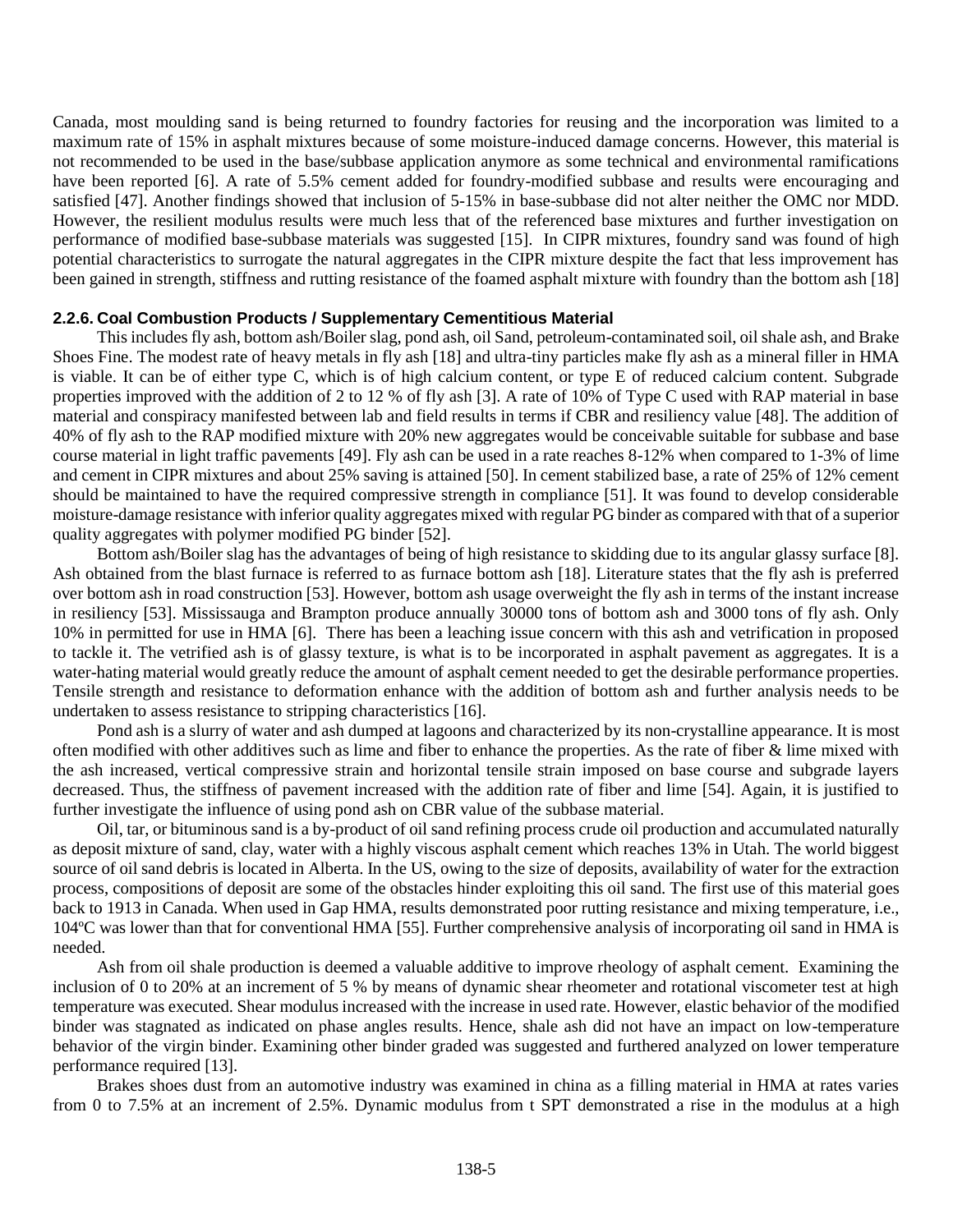Canada, most moulding sand is being returned to foundry factories for reusing and the incorporation was limited to a maximum rate of 15% in asphalt mixtures because of some moisture-induced damage concerns. However, this material is not recommended to be used in the base/subbase application anymore as some technical and environmental ramifications have been reported [6]. A rate of 5.5% cement added for foundry-modified subbase and results were encouraging and satisfied [47]. Another findings showed that inclusion of 5-15% in base-subbase did not alter neither the OMC nor MDD. However, the resilient modulus results were much less that of the referenced base mixtures and further investigation on performance of modified base-subbase materials was suggested [15]. In CIPR mixtures, foundry sand was found of high potential characteristics to surrogate the natural aggregates in the CIPR mixture despite the fact that less improvement has been gained in strength, stiffness and rutting resistance of the foamed asphalt mixture with foundry than the bottom ash [18]

### 2.2.6. Coal Combustion Products / Supplementary Cementitious Material

This includes fly ash, bottom ash/Boiler slag, pond ash, oil Sand, petroleum-contaminated soil, oil shale ash, and Brake Shoes Fine. The modest rate of heavy metals in fly ash [18] and ultra-tiny particles make fly ash as a mineral filler in HMA is viable. It can be of either type C, which is of high calcium content, or type E of reduced calcium content. Subgrade properties improved with the addition of 2 to 12 % of fly ash [3]. A rate of 10% of Type C used with RAP material in base material and conspiracy manifested between lab and field results in terms if CBR and resiliency value [48]. The addition of 40% of fly ash to the RAP modified mixture with 20% new aggregates would be conceivable suitable for subbase and base course material in light traffic pavements [49]. Fly ash can be used in a rate reaches 8-12% when compared to 1-3% of lime and cement in CIPR mixtures and about 25% saving is attained [50]. In cement stabilized base, a rate of 25% of 12% cement should be maintained to have the required compressive strength in compliance [51]. It was found to develop considerable moisture-damage resistance with inferior quality aggregates mixed with regular PG binder as compared with that of a superior quality aggregates with polymer modified PG binder [52].

Bottom ash/Boiler slag has the advantages of being of high resistance to skidding due to its angular glassy surface [8]. Ash obtained from the blast furnace is referred to as furnace bottom ash [18]. Literature states that the fly ash is preferred over bottom ash in road construction [53]. However, bottom ash usage overweight the fly ash in terms of the instant increase in resiliency [53]. Mississauga and Brampton produce annually 30000 tons of bottom ash and 3000 tons of fly ash. Only 10% in permitted for use in HMA [6]. There has been a leaching issue concern with this ash and vetrification in proposed to tackle it. The vetrified ash is of glassy texture, is what is to be incorporated in asphalt pavement as aggregates. It is a water-hating material would greatly reduce the amount of asphalt cement needed to get the desirable performance properties. Tensile strength and resistance to deformation enhance with the addition of bottom ash and further analysis needs to be undertaken to assess resistance to stripping characteristics [16].

Pond ash is a slurry of water and ash dumped at lagoons and characterized by its non-crystalline appearance. It is most often modified with other additives such as lime and fiber to enhance the properties. As the rate of fiber & lime mixed with the ash increased, vertical compressive strain and horizontal tensile strain imposed on base course and subgrade layers decreased. Thus, the stiffness of pavement increased with the addition rate of fiber and lime [54]. Again, it is justified to further investigate the influence of using pond ash on CBR value of the subbase material.

Oil, tar, or bituminous sand is a by-product of oil sand refining process crude oil production and accumulated naturally as deposit mixture of sand, clay, water with a highly viscous asphalt cement which reaches 13% in Utah. The world biggest source of oil sand debris is located in Alberta. In the US, owing to the size of deposits, availability of water for the extraction process, compositions of deposit are some of the obstacles hinder exploiting this oil sand. The first use of this material goes back to 1913 in Canada. When used in Gap HMA, results demonstrated poor rutting resistance and mixing temperature, i.e., 104ºC was lower than that for conventional HMA [55]. Further comprehensive analysis of incorporating oil sand in HMA is needed.

Ash from oil shale production is deemed a valuable additive to improve rheology of asphalt cement. Examining the inclusion of 0 to 20% at an increment of 5 % by means of dynamic shear rheometer and rotational viscometer test at high temperature was executed. Shear modulus increased with the increase in used rate. However, elastic behavior of the modified binder was stagnated as indicated on phase angles results. Hence, shale ash did not have an impact on low-temperature behavior of the virgin binder. Examining other binder graded was suggested and furthered analyzed on lower temperature performance required [13].

Brakes shoes dust from an automotive industry was examined in china as a filling material in HMA at rates varies from 0 to 7.5% at an increment of 2.5%. Dynamic modulus from t SPT demonstrated a rise in the modulus at a high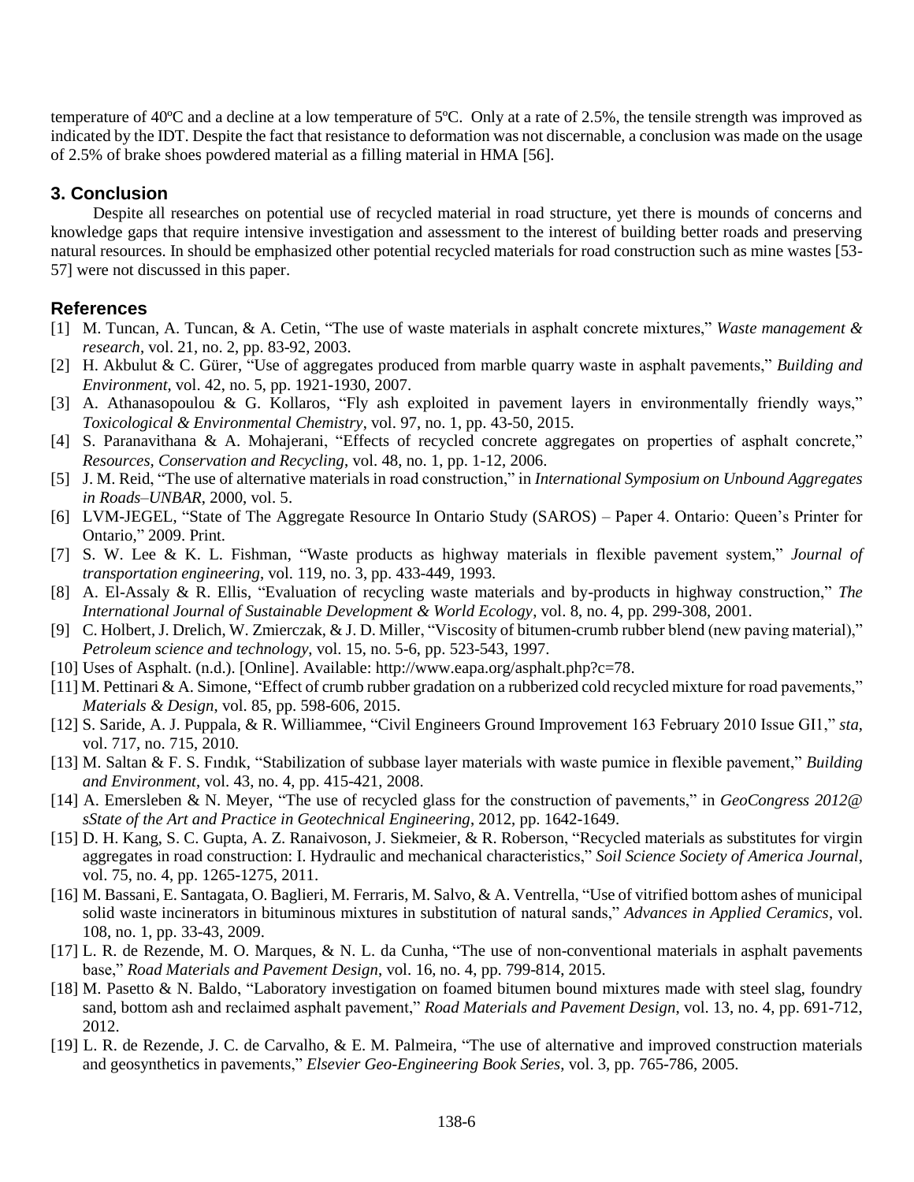temperature of 40ºC and a decline at a low temperature of 5ºC. Only at a rate of 2.5%, the tensile strength was improved as indicated by the IDT. Despite the fact that resistance to deformation was not discernable, a conclusion was made on the usage of 2.5% of brake shoes powdered material as a filling material in HMA [56].

## 3. Conclusion

Despite all researches on potential use of recycled material in road structure, yet there is mounds of concerns and knowledge gaps that require intensive investigation and assessment to the interest of building better roads and preserving natural resources. In should be emphasized other potential recycled materials for road construction such as mine wastes [53-57] were not discussed in this paper.

## References

[1] M. Tuncan, A. Tuncan, & A. Cetin, "The use of waste materials in asphalt concrete mixtures," *Waste management & research*, vol. 21, no. 2, pp. 83-92, 2003.

[2] H. Akbulut & C. Gürer, "Use of aggregates produced from marble quarry waste in asphalt pavements," *Building and Environment*, vol. 42, no. 5, pp. 1921-1930, 2007.

[3] A. Athanasopoulou & G. Kollaros, "Fly ash exploited in pavement layers in environmentally friendly ways," *Toxicological & Environmental Chemistry*, vol. 97, no. 1, pp. 43-50, 2015.

[4] S. Paranavithana & A. Mohajerani, "Effects of recycled concrete aggregates on properties of asphalt concrete," *Resources, Conservation and Recycling*, vol. 48, no. 1, pp. 1-12, 2006.

[5] J. M. Reid, "The use of alternative materials in road construction," in *International Symposium on Unbound Aggregates in Roads–UNBAR*, 2000, vol. 5.

[6] LVM-JEGEL, "State of The Aggregate Resource In Ontario Study (SAROS) – Paper 4. Ontario: Queen's Printer for Ontario," 2009. Print.

[7] S. W. Lee & K. L. Fishman, "Waste products as highway materials in flexible pavement system," *Journal of transportation engineering*, vol. 119, no. 3, pp. 433-449, 1993.

[8] A. El-Assaly & R. Ellis, "Evaluation of recycling waste materials and by-products in highway construction," *The International Journal of Sustainable Development & World Ecology*, vol. 8, no. 4, pp. 299-308, 2001.

[9] C. Holbert, J. Drelich, W. Zmierczak, & J. D. Miller, "Viscosity of bitumen-crumb rubber blend (new paving material)," *Petroleum science and technology*, vol. 15, no. 5-6, pp. 523-543, 1997.

[10] Uses of Asphalt. (n.d.). [Online]. Available: http://www.eapa.org/asphalt.php?c=78.

[11] M. Pettinari & A. Simone, "Effect of crumb rubber gradation on a rubberized cold recycled mixture for road pavements," *Materials & Design*, vol. 85, pp. 598-606, 2015.

[12] S. Saride, A. J. Puppala, & R. Williammee, "Civil Engineers Ground Improvement 163 February 2010 Issue GI1," *sta*, vol. 717, no. 715, 2010.

[13] M. Saltan & F. S. Fındık, "Stabilization of subbase layer materials with waste pumice in flexible pavement," *Building and Environment*, vol. 43, no. 4, pp. 415-421, 2008.

[14] A. Emersleben & N. Meyer, "The use of recycled glass for the construction of pavements," in *GeoCongress 2012@ sState of the Art and Practice in Geotechnical Engineering*, 2012, pp. 1642-1649.

[15] D. H. Kang, S. C. Gupta, A. Z. Ranaivoson, J. Siekmeier, & R. Roberson, "Recycled materials as substitutes for virgin aggregates in road construction: I. Hydraulic and mechanical characteristics," *Soil Science Society of America Journal*, vol. 75, no. 4, pp. 1265-1275, 2011.

[16] M. Bassani, E. Santagata, O. Baglieri, M. Ferraris, M. Salvo, & A. Ventrella, "Use of vitrified bottom ashes of municipal solid waste incinerators in bituminous mixtures in substitution of natural sands," *Advances in Applied Ceramics*, vol. 108, no. 1, pp. 33-43, 2009.

[17] L. R. de Rezende, M. O. Marques, & N. L. da Cunha, "The use of non-conventional materials in asphalt pavements base," *Road Materials and Pavement Design*, vol. 16, no. 4, pp. 799-814, 2015.

[18] M. Pasetto & N. Baldo, "Laboratory investigation on foamed bitumen bound mixtures made with steel slag, foundry sand, bottom ash and reclaimed asphalt pavement," *Road Materials and Pavement Design*, vol. 13, no. 4, pp. 691-712, 2012.

[19] L. R. de Rezende, J. C. de Carvalho, & E. M. Palmeira, "The use of alternative and improved construction materials and geosynthetics in pavements," *Elsevier Geo-Engineering Book Series*, vol. 3, pp. 765-786, 2005.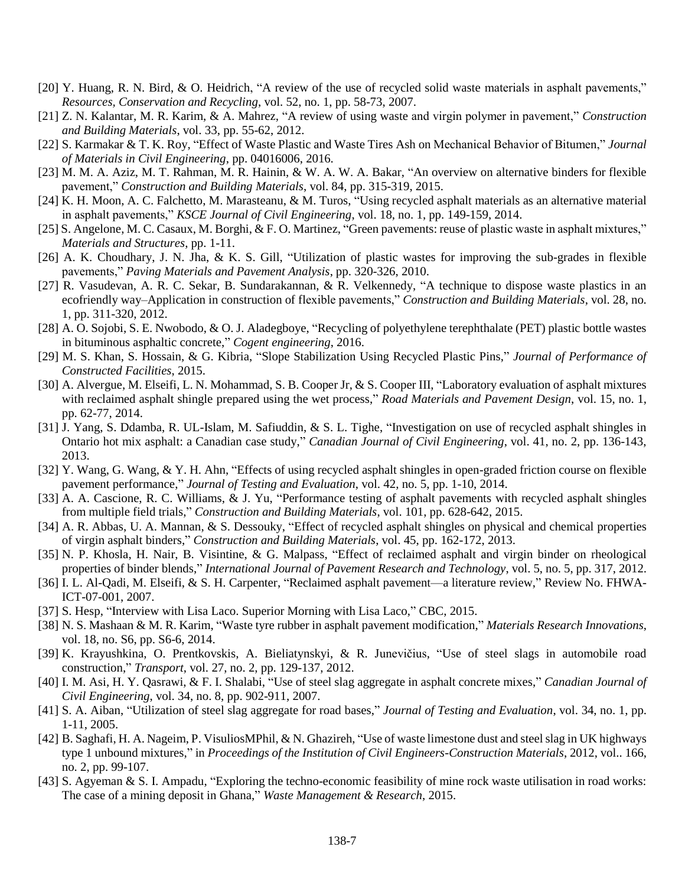[20] Y. Huang, R. N. Bird, & O. Heidrich, "A review of the use of recycled solid waste materials in asphalt pavements," *Resources, Conservation and Recycling*, vol. 52, no. 1, pp. 58-73, 2007.

[21] Z. N. Kalantar, M. R. Karim, & A. Mahrez, "A review of using waste and virgin polymer in pavement," *Construction and Building Materials*, vol. 33, pp. 55-62, 2012.

[22] S. Karmakar & T. K. Roy, "Effect of Waste Plastic and Waste Tires Ash on Mechanical Behavior of Bitumen," *Journal of Materials in Civil Engineering*, pp. 04016006, 2016.

[23] M. M. A. Aziz, M. T. Rahman, M. R. Hainin, & W. A. W. A. Bakar, "An overview on alternative binders for flexible pavement," *Construction and Building Materials*, vol. 84, pp. 315-319, 2015.

[24] K. H. Moon, A. C. Falchetto, M. Marasteanu, & M. Turos, "Using recycled asphalt materials as an alternative material in asphalt pavements," *KSCE Journal of Civil Engineering*, vol. 18, no. 1, pp. 149-159, 2014.

[25] S. Angelone, M. C. Casaux, M. Borghi, & F. O. Martinez, "Green pavements: reuse of plastic waste in asphalt mixtures," *Materials and Structures*, pp. 1-11.

[26] A. K. Choudhary, J. N. Jha, & K. S. Gill, "Utilization of plastic wastes for improving the sub-grades in flexible pavements," *Paving Materials and Pavement Analysis*, pp. 320-326, 2010.

[27] R. Vasudevan, A. R. C. Sekar, B. Sundarakannan, & R. Velkennedy, "A technique to dispose waste plastics in an ecofriendly way–Application in construction of flexible pavements," *Construction and Building Materials*, vol. 28, no. 1, pp. 311-320, 2012.

[28] A. O. Sojobi, S. E. Nwobodo, & O. J. Aladegboye, "Recycling of polyethylene terephthalate (PET) plastic bottle wastes in bituminous asphaltic concrete," *Cogent engineering*, 2016.

[29] M. S. Khan, S. Hossain, & G. Kibria, "Slope Stabilization Using Recycled Plastic Pins," *Journal of Performance of Constructed Facilities*, 2015.

[30] A. Alvergue, M. Elseifi, L. N. Mohammad, S. B. Cooper Jr, & S. Cooper III, "Laboratory evaluation of asphalt mixtures with reclaimed asphalt shingle prepared using the wet process," *Road Materials and Pavement Design*, vol. 15, no. 1, pp. 62-77, 2014.

[31] J. Yang, S. Ddamba, R. UL-Islam, M. Safiuddin, & S. L. Tighe, "Investigation on use of recycled asphalt shingles in Ontario hot mix asphalt: a Canadian case study," *Canadian Journal of Civil Engineering*, vol. 41, no. 2, pp. 136-143, 2013.

[32] Y. Wang, G. Wang, & Y. H. Ahn, "Effects of using recycled asphalt shingles in open-graded friction course on flexible pavement performance," *Journal of Testing and Evaluation*, vol. 42, no. 5, pp. 1-10, 2014.

[33] A. A. Cascione, R. C. Williams, & J. Yu, "Performance testing of asphalt pavements with recycled asphalt shingles from multiple field trials," *Construction and Building Materials*, vol. 101, pp. 628-642, 2015.

[34] A. R. Abbas, U. A. Mannan, & S. Dessouky, "Effect of recycled asphalt shingles on physical and chemical properties of virgin asphalt binders," *Construction and Building Materials*, vol. 45, pp. 162-172, 2013.

[35] N. P. Khosla, H. Nair, B. Visintine, & G. Malpass, "Effect of reclaimed asphalt and virgin binder on rheological properties of binder blends," *International Journal of Pavement Research and Technology*, vol. 5, no. 5, pp. 317, 2012.

[36] I. L. Al-Qadi, M. Elseifi, & S. H. Carpenter, "Reclaimed asphalt pavement—a literature review," Review No. FHWA-ICT-07-001, 2007.

[37] S. Hesp, "Interview with Lisa Laco. Superior Morning with Lisa Laco," CBC, 2015.

[38] N. S. Mashaan & M. R. Karim, "Waste tyre rubber in asphalt pavement modification," *Materials Research Innovations*, vol. 18, no. S6, pp. S6-6, 2014.

[39] K. Krayushkina, O. Prentkovskis, A. Bieliatynskyi, & R. Junevičius, "Use of steel slags in automobile road construction," *Transport*, vol. 27, no. 2, pp. 129-137, 2012.

[40] I. M. Asi, H. Y. Qasrawi, & F. I. Shalabi, "Use of steel slag aggregate in asphalt concrete mixes," *Canadian Journal of Civil Engineering*, vol. 34, no. 8, pp. 902-911, 2007.

[41] S. A. Aiban, "Utilization of steel slag aggregate for road bases," *Journal of Testing and Evaluation*, vol. 34, no. 1, pp. 1-11, 2005.

[42] B. Saghafi, H. A. Nageim, P. VisuliosMPhil, & N. Ghazireh, "Use of waste limestone dust and steel slag in UK highways type 1 unbound mixtures," in *Proceedings of the Institution of Civil Engineers-Construction Materials*, 2012, vol.. 166, no. 2, pp. 99-107.

[43] S. Agyeman & S. I. Ampadu, "Exploring the techno-economic feasibility of mine rock waste utilisation in road works: The case of a mining deposit in Ghana," *Waste Management & Research*, 2015.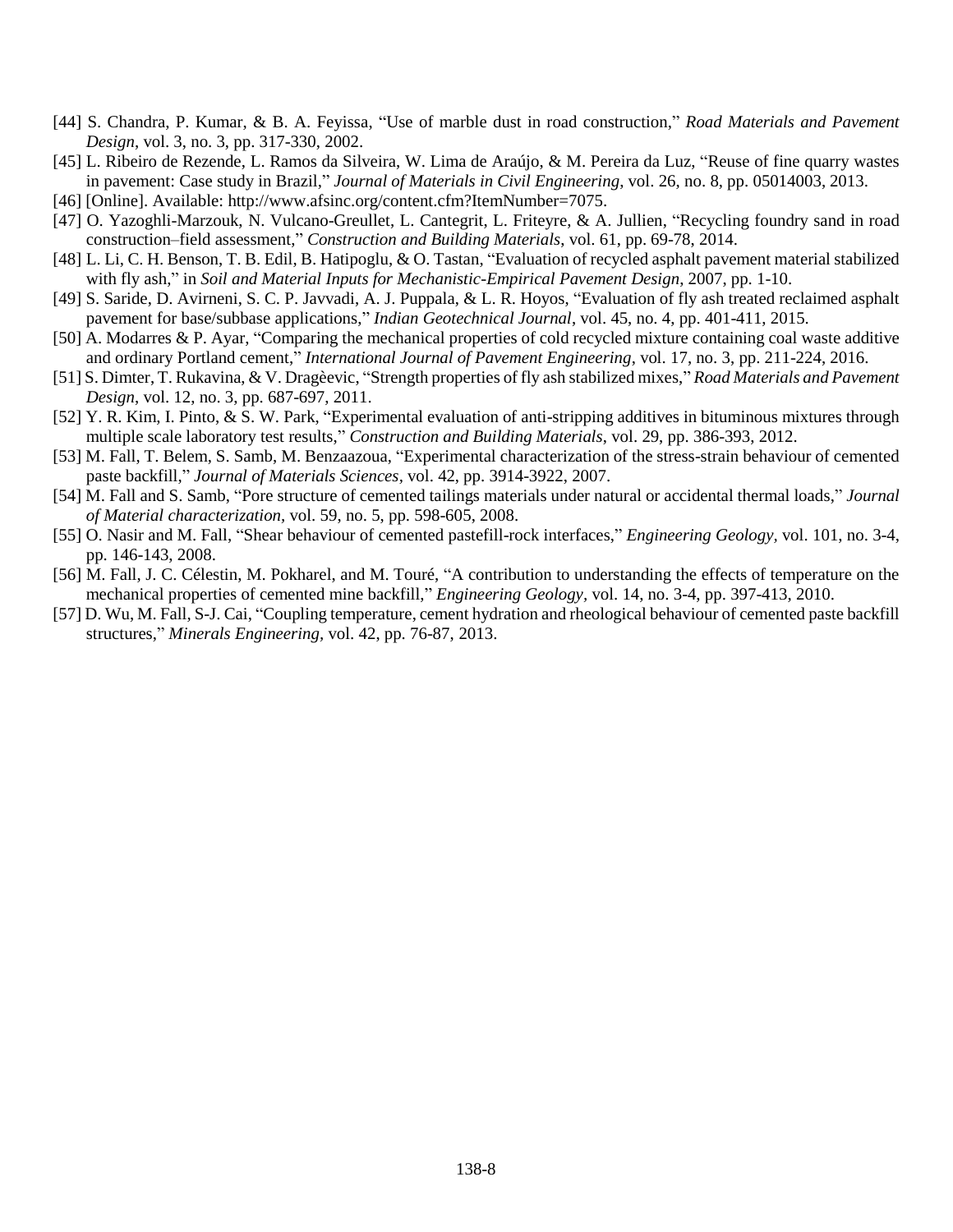[44] S. Chandra, P. Kumar, & B. A. Feyissa, "Use of marble dust in road construction," *Road Materials and Pavement Design*, vol. 3, no. 3, pp. 317-330, 2002.

[45] L. Ribeiro de Rezende, L. Ramos da Silveira, W. Lima de Araújo, & M. Pereira da Luz, "Reuse of fine quarry wastes in pavement: Case study in Brazil," *Journal of Materials in Civil Engineering*, vol. 26, no. 8, pp. 05014003, 2013.

[46] [Online]. Available: http://www.afsinc.org/content.cfm?ItemNumber=7075.

[47] O. Yazoghli-Marzouk, N. Vulcano-Greullet, L. Cantegrit, L. Friteyre, & A. Jullien, "Recycling foundry sand in road construction–field assessment," *Construction and Building Materials*, vol. 61, pp. 69-78, 2014.

[48] L. Li, C. H. Benson, T. B. Edil, B. Hatipoglu, & O. Tastan, "Evaluation of recycled asphalt pavement material stabilized with fly ash," in *Soil and Material Inputs for Mechanistic-Empirical Pavement Design*, 2007, pp. 1-10.

[49] S. Saride, D. Avirneni, S. C. P. Javvadi, A. J. Puppala, & L. R. Hoyos, "Evaluation of fly ash treated reclaimed asphalt pavement for base/subbase applications," *Indian Geotechnical Journal*, vol. 45, no. 4, pp. 401-411, 2015.

[50] A. Modarres & P. Ayar, "Comparing the mechanical properties of cold recycled mixture containing coal waste additive and ordinary Portland cement," *International Journal of Pavement Engineering*, vol. 17, no. 3, pp. 211-224, 2016.

[51] S. Dimter, T. Rukavina, & V. Dragèevic, "Strength properties of fly ash stabilized mixes," *Road Materials and Pavement Design*, vol. 12, no. 3, pp. 687-697, 2011.

[52] Y. R. Kim, I. Pinto, & S. W. Park, "Experimental evaluation of anti-stripping additives in bituminous mixtures through multiple scale laboratory test results," *Construction and Building Materials*, vol. 29, pp. 386-393, 2012.

[53] M. Fall, T. Belem, S. Samb, M. Benzaazoua, "Experimental characterization of the stress-strain behaviour of cemented paste backfill," *Journal of Materials Sciences*, vol. 42, pp. 3914-3922, 2007.

[54] M. Fall and S. Samb, "Pore structure of cemented tailings materials under natural or accidental thermal loads," *Journal of Material characterization*, vol. 59, no. 5, pp. 598-605, 2008.

[55] O. Nasir and M. Fall, "Shear behaviour of cemented pastefill-rock interfaces," *Engineering Geology*, vol. 101, no. 3-4, pp. 146-143, 2008.

[56] M. Fall, J. C. Célestin, M. Pokharel, and M. Touré, "A contribution to understanding the effects of temperature on the mechanical properties of cemented mine backfill," *Engineering Geology*, vol. 14, no. 3-4, pp. 397-413, 2010.

[57] D. Wu, M. Fall, S-J. Cai, "Coupling temperature, cement hydration and rheological behaviour of cemented paste backfill structures," *Minerals Engineering*, vol. 42, pp. 76-87, 2013.